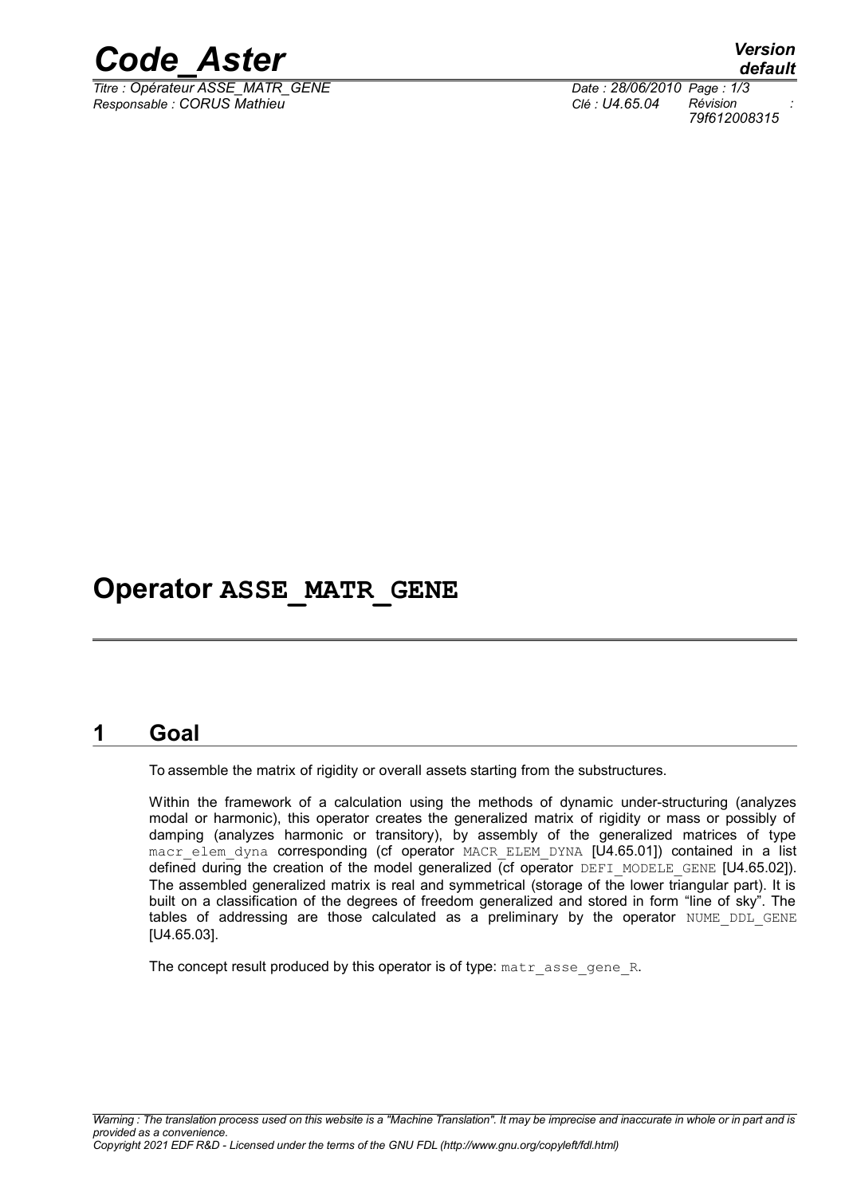# Operator ASSE_MATR_GENE

## 1 Goal

To assemble the matrix of rigidity or overall assets starting from the substructures.

Within the framework of a calculation using the methods of dynamic under-structuring (analyzes modal or harmonic), this operator creates the generalized matrix of rigidity or mass or possibly of damping (analyzes harmonic or transitory), by assembly of the generalized matrices of type macr_elem_dyna corresponding (cf operator MACR_ELEM_DYNA [U4.65.01]) contained in a list defined during the creation of the model generalized (cf operator DEFI_MODELE_GENE [U4.65.02]). The assembled generalized matrix is real and symmetrical (storage of the lower triangular part). It is built on a classification of the degrees of freedom generalized and stored in form "line of sky". The tables of addressing are those calculated as a preliminary by the operator NUME_DDL_GENE [U4.65.03].

The concept result produced by this operator is of type: matr_asse_gene_R.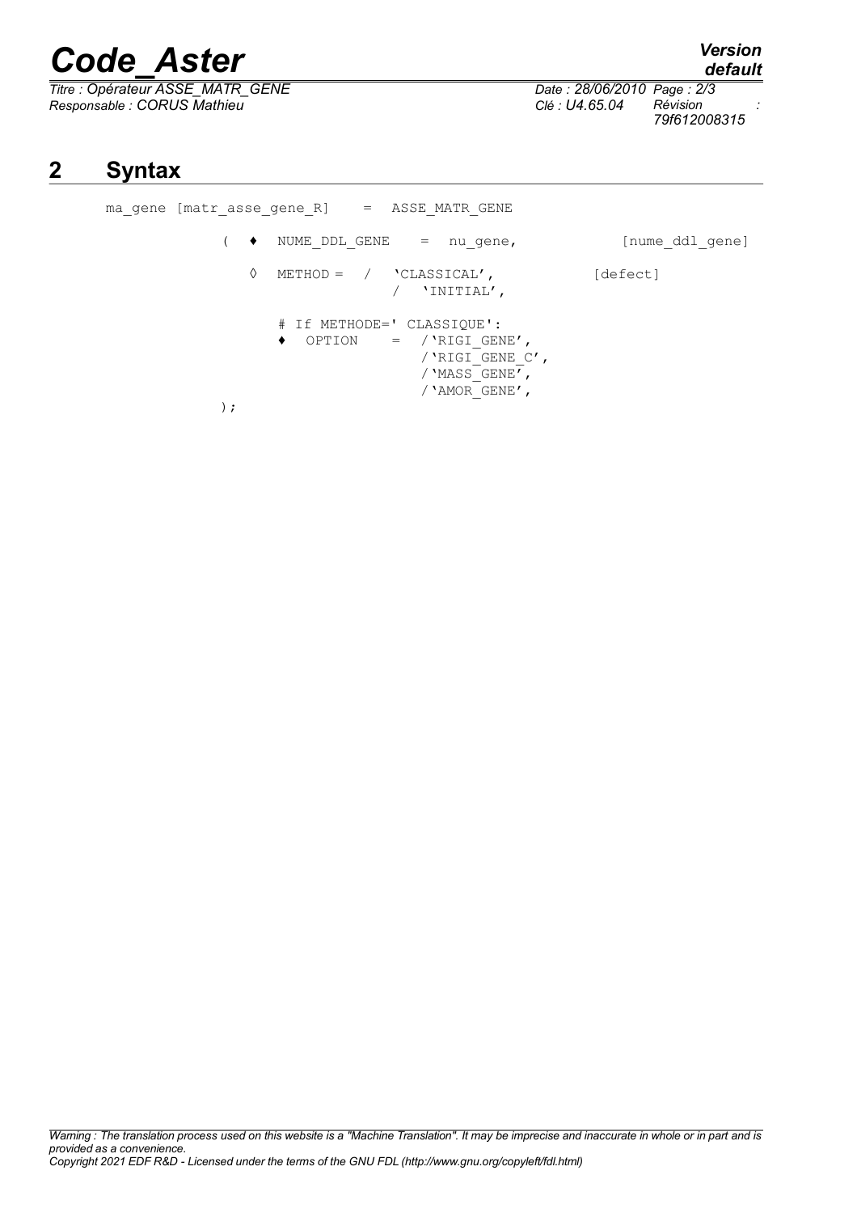## 2 Syntax

```
ma_gene [matr_asse_gene_R]    =  ASSE_MATR_GENE

         (  ♦  NUME_DDL_GENE    =  nu_gene,            [nume_ddl_gene]

            ◊  METHOD =  /  'CLASSICAL',             [defect]
                         /  'INITIAL',

               # If METHODE=' CLASSIQUE':
               ♦  OPTION    =  /'RIGI_GENE',
                               /'RIGI_GENE_C',
                               /'MASS_GENE',
                               /'AMOR_GENE',
         );
```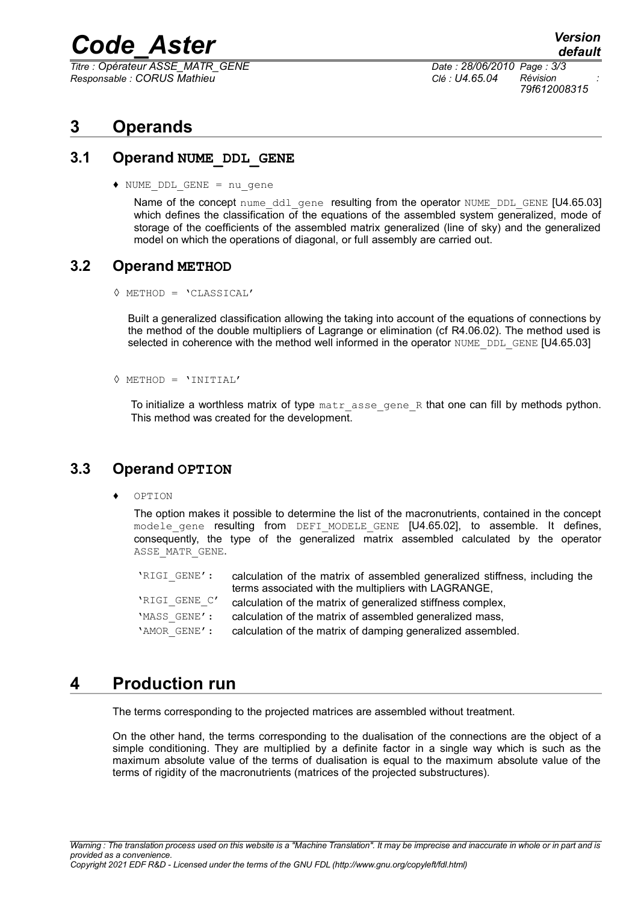# 3 Operands

## 3.1 Operand NUME_DDL_GENE

♦ NUME_DDL_GENE = nu_gene

Name of the concept nume_ddl_gene resulting from the operator NUME_DDL_GENE [U4.65.03] which defines the classification of the equations of the assembled system generalized, mode of storage of the coefficients of the assembled matrix generalized (line of sky) and the generalized model on which the operations of diagonal, or full assembly are carried out.

## 3.2 Operand METHOD

◊ METHOD = 'CLASSICAL'

Built a generalized classification allowing the taking into account of the equations of connections by the method of the double multipliers of Lagrange or elimination (cf R4.06.02). The method used is selected in coherence with the method well informed in the operator NUME_DDL_GENE [U4.65.03]

◊ METHOD = 'INITIAL'

To initialize a worthless matrix of type matr_asse_gene_R that one can fill by methods python. This method was created for the development.

## 3.3 Operand OPTION

♦ OPTION

The option makes it possible to determine the list of the macronutrients, contained in the concept modele_gene resulting from DEFI_MODELE_GENE [U4.65.02], to assemble. It defines, consequently, the type of the generalized matrix assembled calculated by the operator ASSE_MATR_GENE.

| | |
|---|---|
| 'RIGI_GENE': | calculation of the matrix of assembled generalized stiffness, including the terms associated with the multipliers with LAGRANGE, |
| 'RIGI_GENE_C' | calculation of the matrix of generalized stiffness complex, |
| 'MASS_GENE': | calculation of the matrix of assembled generalized mass, |
| 'AMOR_GENE': | calculation of the matrix of damping generalized assembled. |

# 4 Production run

The terms corresponding to the projected matrices are assembled without treatment.

On the other hand, the terms corresponding to the dualisation of the connections are the object of a simple conditioning. They are multiplied by a definite factor in a single way which is such as the maximum absolute value of the terms of dualisation is equal to the maximum absolute value of the terms of rigidity of the macronutrients (matrices of the projected substructures).